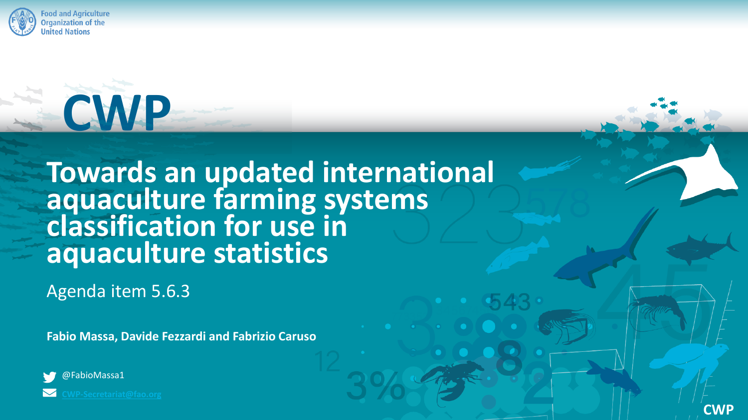Food and Agriculture Organization of the United Nations

# CWP

## Towards an updated international aquaculture farming systems classification for use in aquaculture statistics

Agenda item 5.6.3

**Fabio Massa, Davide Fezzardi and Fabrizio Caruso**

@FabioMassa1

CWP-Secretariat@fao.org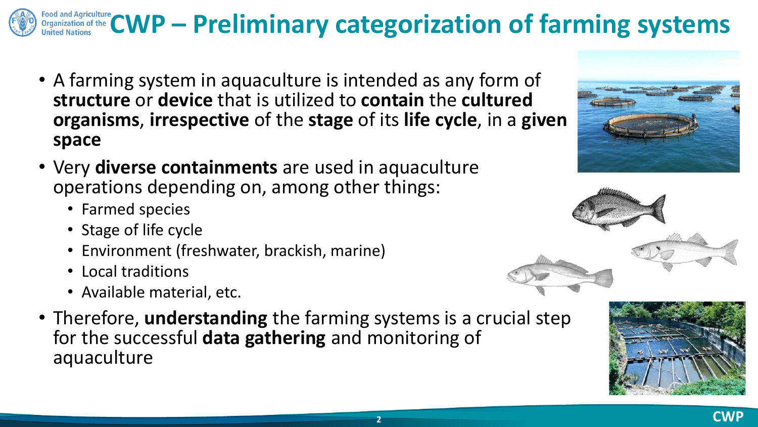# CWP – Preliminary categorization of farming systems

- A farming system in aquaculture is intended as any form of **structure** or **device** that is utilized to **contain** the **cultured organisms**, **irrespective** of the **stage** of its **life cycle**, in a **given space**
- Very **diverse containments** are used in aquaculture operations depending on, among other things:
  - Farmed species
  - Stage of life cycle
  - Environment (freshwater, brackish, marine)
  - Local traditions
  - Available material, etc.
- Therefore, **understanding** the farming systems is a crucial step for the successful **data gathering** and monitoring of aquaculture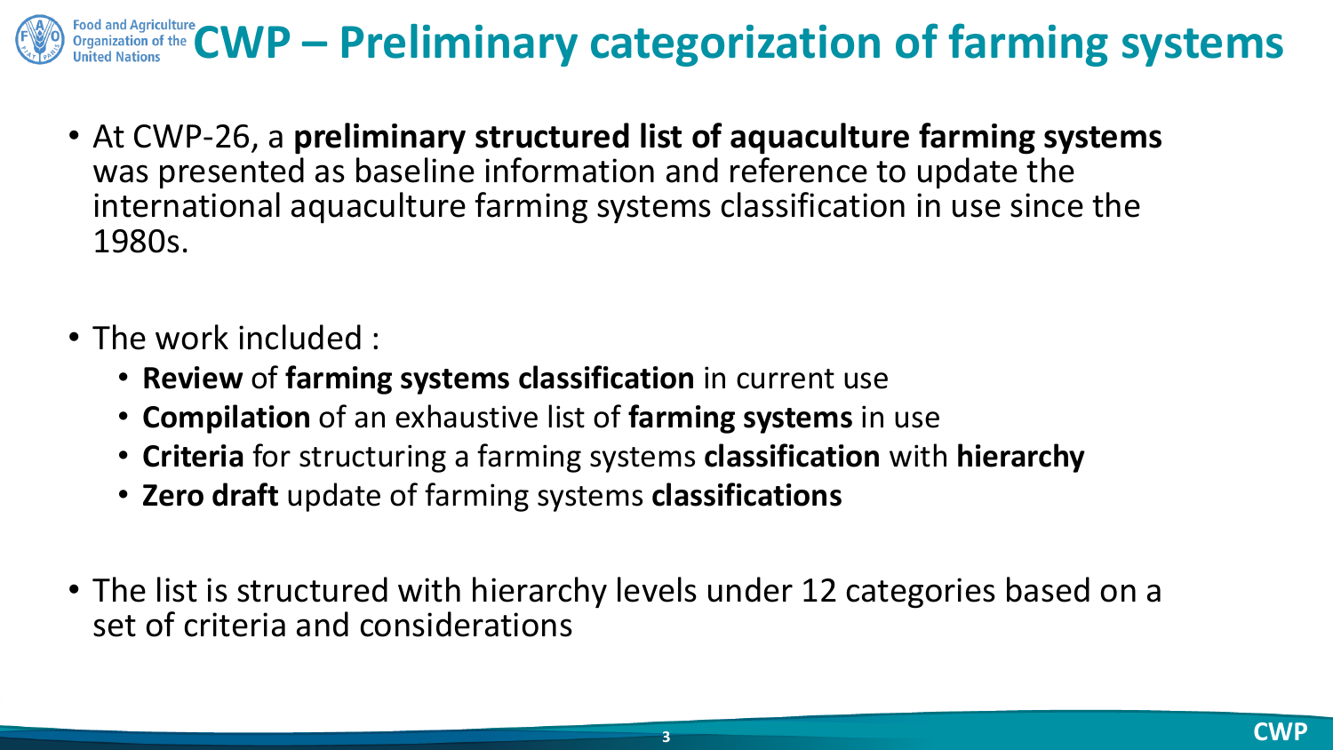# CWP – Preliminary categorization of farming systems

- At CWP-26, a **preliminary structured list of aquaculture farming systems** was presented as baseline information and reference to update the international aquaculture farming systems classification in use since the 1980s.

- The work included :
  - **Review** of **farming systems classification** in current use
  - **Compilation** of an exhaustive list of **farming systems** in use
  - **Criteria** for structuring a farming systems **classification** with **hierarchy**
  - **Zero draft** update of farming systems **classifications**

- The list is structured with hierarchy levels under 12 categories based on a set of criteria and considerations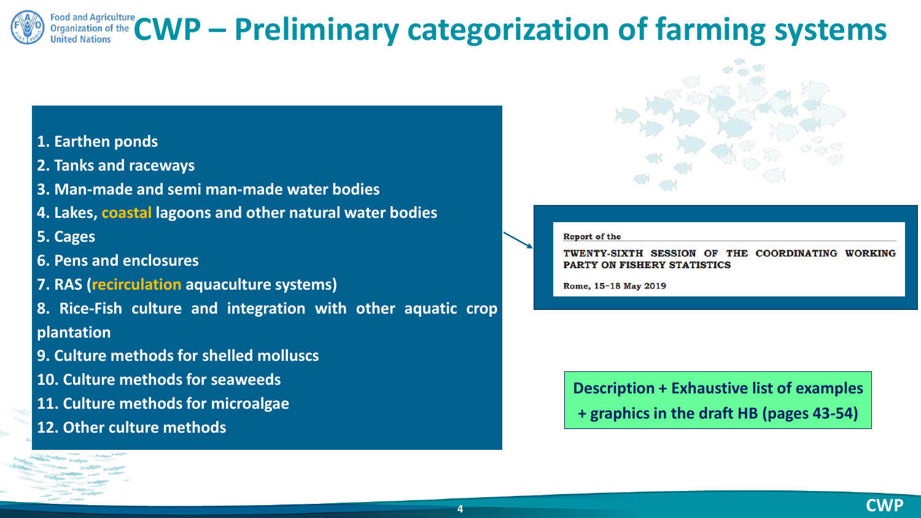# CWP – Preliminary categorization of farming systems

1. Earthen ponds
2. Tanks and raceways
3. Man-made and semi man-made water bodies
4. Lakes, coastal lagoons and other natural water bodies
5. Cages
6. Pens and enclosures
7. RAS (recirculation aquaculture systems)
8. Rice-Fish culture and integration with other aquatic crop plantation
9. Culture methods for shelled molluscs
10. Culture methods for seaweeds
11. Culture methods for microalgae
12. Other culture methods

Report of the

TWENTY-SIXTH SESSION OF THE COORDINATING WORKING PARTY ON FISHERY STATISTICS

Rome, 15-18 May 2019

**Description + Exhaustive list of examples + graphics in the draft HB (pages 43-54)**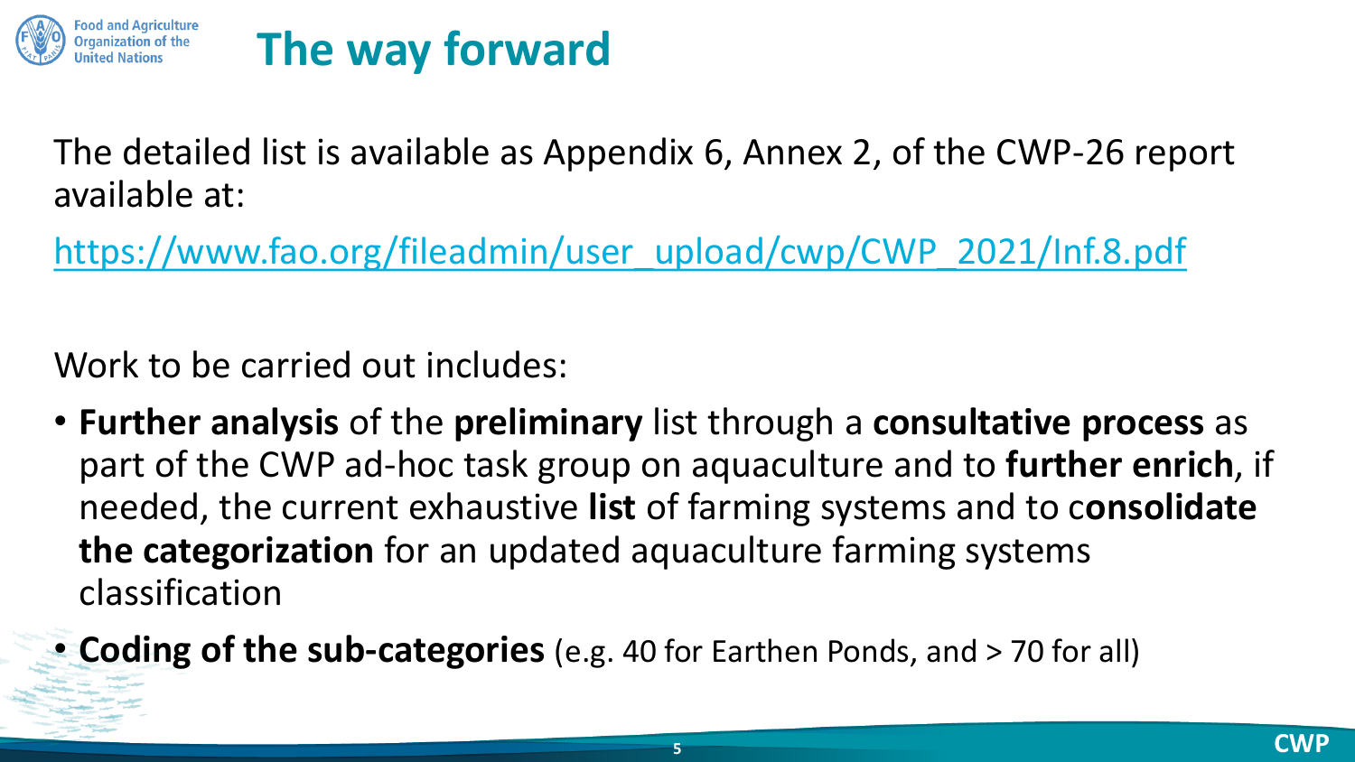# The way forward

The detailed list is available as Appendix 6, Annex 2, of the CWP-26 report available at:

https://www.fao.org/fileadmin/user_upload/cwp/CWP_2021/Inf.8.pdf

Work to be carried out includes:

- **Further analysis** of the **preliminary** list through a **consultative process** as part of the CWP ad-hoc task group on aquaculture and to **further enrich**, if needed, the current exhaustive **list** of farming systems and to c**onsolidate the categorization** for an updated aquaculture farming systems classification
- **Coding of the sub-categories** (e.g. 40 for Earthen Ponds, and > 70 for all)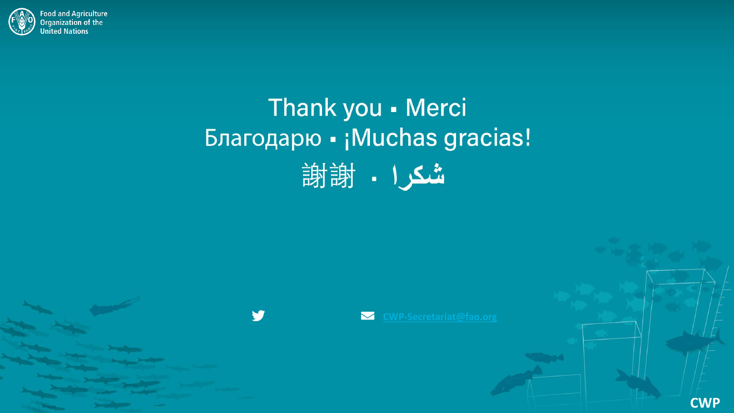Thank you ▪ Merci

Благодарю ▪ ¡Muchas gracias!

謝謝 ▪ شكرا

CWP-Secretariat@fao.org